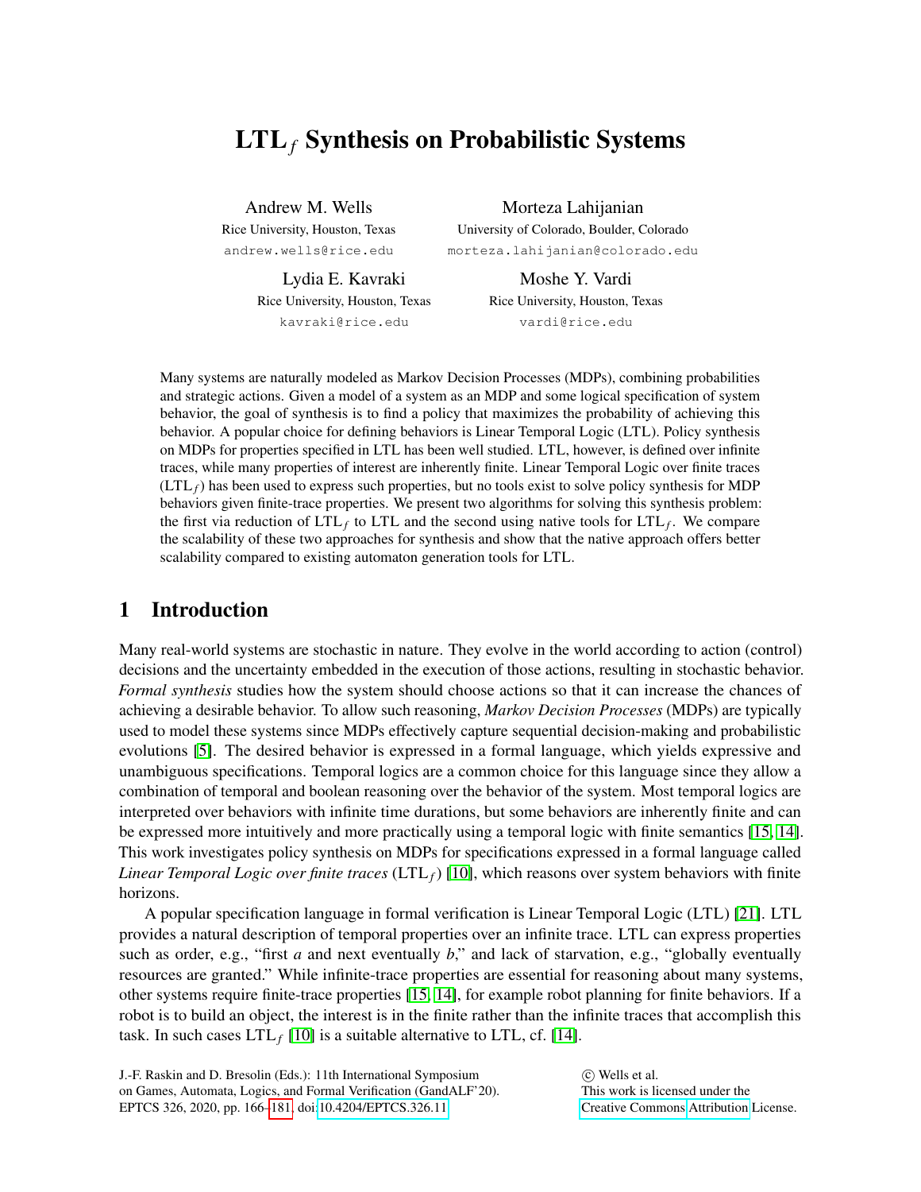# LTL$_f$ Synthesis on Probabilistic Systems

Andrew M. Wells
Rice University, Houston, Texas
andrew.wells@rice.edu

Morteza Lahijanian
University of Colorado, Boulder, Colorado
morteza.lahijanian@colorado.edu

Lydia E. Kavraki
Rice University, Houston, Texas
kavraki@rice.edu

Moshe Y. Vardi
Rice University, Houston, Texas
vardi@rice.edu

Many systems are naturally modeled as Markov Decision Processes (MDPs), combining probabilities and strategic actions. Given a model of a system as an MDP and some logical specification of system behavior, the goal of synthesis is to find a policy that maximizes the probability of achieving this behavior. A popular choice for defining behaviors is Linear Temporal Logic (LTL). Policy synthesis on MDPs for properties specified in LTL has been well studied. LTL, however, is defined over infinite traces, while many properties of interest are inherently finite. Linear Temporal Logic over finite traces (LTL$_f$) has been used to express such properties, but no tools exist to solve policy synthesis for MDP behaviors given finite-trace properties. We present two algorithms for solving this synthesis problem: the first via reduction of LTL$_f$ to LTL and the second using native tools for LTL$_f$. We compare the scalability of these two approaches for synthesis and show that the native approach offers better scalability compared to existing automaton generation tools for LTL.

## 1 Introduction

Many real-world systems are stochastic in nature. They evolve in the world according to action (control) decisions and the uncertainty embedded in the execution of those actions, resulting in stochastic behavior. *Formal synthesis* studies how the system should choose actions so that it can increase the chances of achieving a desirable behavior. To allow such reasoning, *Markov Decision Processes* (MDPs) are typically used to model these systems since MDPs effectively capture sequential decision-making and probabilistic evolutions [5]. The desired behavior is expressed in a formal language, which yields expressive and unambiguous specifications. Temporal logics are a common choice for this language since they allow a combination of temporal and boolean reasoning over the behavior of the system. Most temporal logics are interpreted over behaviors with infinite time durations, but some behaviors are inherently finite and can be expressed more intuitively and more practically using a temporal logic with finite semantics [15, 14]. This work investigates policy synthesis on MDPs for specifications expressed in a formal language called *Linear Temporal Logic over finite traces* (LTL$_f$) [10], which reasons over system behaviors with finite horizons.

A popular specification language in formal verification is Linear Temporal Logic (LTL) [21]. LTL provides a natural description of temporal properties over an infinite trace. LTL can express properties such as order, e.g., "first *a* and next eventually *b*," and lack of starvation, e.g., "globally eventually resources are granted." While infinite-trace properties are essential for reasoning about many systems, other systems require finite-trace properties [15, 14], for example robot planning for finite behaviors. If a robot is to build an object, the interest is in the finite rather than the infinite traces that accomplish this task. In such cases LTL$_f$ [10] is a suitable alternative to LTL, cf. [14].

J.-F. Raskin and D. Bresolin (Eds.): 11th International Symposium on Games, Automata, Logics, and Formal Verification (GandALF'20). EPTCS 326, 2020, pp. 166–181, doi:10.4204/EPTCS.326.11

© Wells et al. This work is licensed under the Creative Commons Attribution License.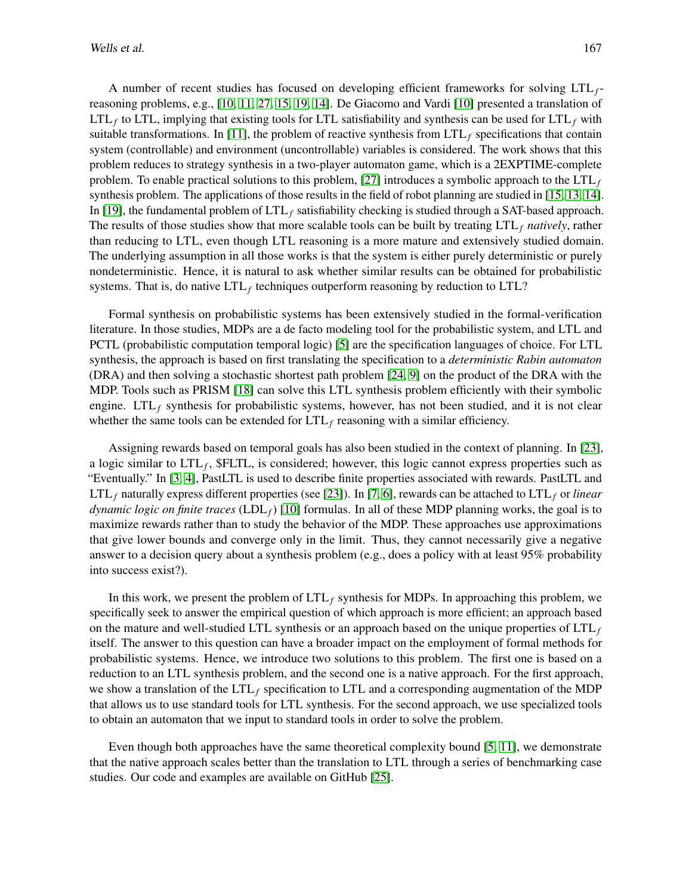A number of recent studies has focused on developing efficient frameworks for solving $\text{LTL}_f$-reasoning problems, e.g., [10, 11, 27, 15, 19, 14]. De Giacomo and Vardi [10] presented a translation of $\text{LTL}_f$ to LTL, implying that existing tools for LTL satisfiability and synthesis can be used for $\text{LTL}_f$ with suitable transformations. In [11], the problem of reactive synthesis from $\text{LTL}_f$ specifications that contain system (controllable) and environment (uncontrollable) variables is considered. The work shows that this problem reduces to strategy synthesis in a two-player automaton game, which is a 2EXPTIME-complete problem. To enable practical solutions to this problem, [27] introduces a symbolic approach to the $\text{LTL}_f$ synthesis problem. The applications of those results in the field of robot planning are studied in [15, 13, 14]. In [19], the fundamental problem of $\text{LTL}_f$ satisfiability checking is studied through a SAT-based approach. The results of those studies show that more scalable tools can be built by treating $\text{LTL}_f$ *natively*, rather than reducing to LTL, even though LTL reasoning is a more mature and extensively studied domain. The underlying assumption in all those works is that the system is either purely deterministic or purely nondeterministic. Hence, it is natural to ask whether similar results can be obtained for probabilistic systems. That is, do native $\text{LTL}_f$ techniques outperform reasoning by reduction to LTL?

Formal synthesis on probabilistic systems has been extensively studied in the formal-verification literature. In those studies, MDPs are a de facto modeling tool for the probabilistic system, and LTL and PCTL (probabilistic computation temporal logic) [5] are the specification languages of choice. For LTL synthesis, the approach is based on first translating the specification to a *deterministic Rabin automaton* (DRA) and then solving a stochastic shortest path problem [24, 9] on the product of the DRA with the MDP. Tools such as PRISM [18] can solve this LTL synthesis problem efficiently with their symbolic engine. $\text{LTL}_f$ synthesis for probabilistic systems, however, has not been studied, and it is not clear whether the same tools can be extended for $\text{LTL}_f$ reasoning with a similar efficiency.

Assigning rewards based on temporal goals has also been studied in the context of planning. In [23], a logic similar to $\text{LTL}_f$, \$FLTL, is considered; however, this logic cannot express properties such as "Eventually." In [3, 4], PastLTL is used to describe finite properties associated with rewards. PastLTL and $\text{LTL}_f$ naturally express different properties (see [23]). In [7, 6], rewards can be attached to $\text{LTL}_f$ or *linear dynamic logic on finite traces* ($\text{LDL}_f$) [10] formulas. In all of these MDP planning works, the goal is to maximize rewards rather than to study the behavior of the MDP. These approaches use approximations that give lower bounds and converge only in the limit. Thus, they cannot necessarily give a negative answer to a decision query about a synthesis problem (e.g., does a policy with at least 95% probability into success exist?).

In this work, we present the problem of $\text{LTL}_f$ synthesis for MDPs. In approaching this problem, we specifically seek to answer the empirical question of which approach is more efficient; an approach based on the mature and well-studied LTL synthesis or an approach based on the unique properties of $\text{LTL}_f$ itself. The answer to this question can have a broader impact on the employment of formal methods for probabilistic systems. Hence, we introduce two solutions to this problem. The first one is based on a reduction to an LTL synthesis problem, and the second one is a native approach. For the first approach, we show a translation of the $\text{LTL}_f$ specification to LTL and a corresponding augmentation of the MDP that allows us to use standard tools for LTL synthesis. For the second approach, we use specialized tools to obtain an automaton that we input to standard tools in order to solve the problem.

Even though both approaches have the same theoretical complexity bound [5, 11], we demonstrate that the native approach scales better than the translation to LTL through a series of benchmarking case studies. Our code and examples are available on GitHub [25].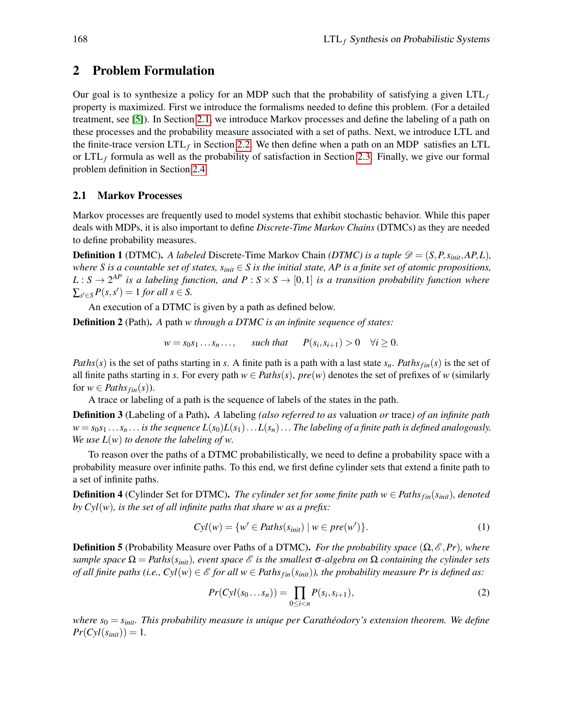## 2 Problem Formulation

Our goal is to synthesize a policy for an MDP such that the probability of satisfying a given LTL$_f$ property is maximized. First we introduce the formalisms needed to define this problem. (For a detailed treatment, see [5]). In Section 2.1, we introduce Markov processes and define the labeling of a path on these processes and the probability measure associated with a set of paths. Next, we introduce LTL and the finite-trace version LTL$_f$ in Section 2.2. We then define when a path on an MDP satisfies an LTL or LTL$_f$ formula as well as the probability of satisfaction in Section 2.3. Finally, we give our formal problem definition in Section 2.4.

### 2.1 Markov Processes

Markov processes are frequently used to model systems that exhibit stochastic behavior. While this paper deals with MDPs, it is also important to define *Discrete-Time Markov Chains* (DTMCs) as they are needed to define probability measures.

**Definition 1** (DTMC). *A labeled* Discrete-Time Markov Chain *(DTMC) is a tuple $\mathscr{D} = (S, P, s_{init}, AP, L)$, where $S$ is a countable set of states, $s_{init} \in S$ is the initial state, $AP$ is a finite set of atomic propositions, $L : S \to 2^{AP}$ is a labeling function, and $P : S \times S \to [0,1]$ is a transition probability function where $\sum_{s' \in S} P(s,s') = 1$ for all $s \in S$.*

An execution of a DTMC is given by a path as defined below.

**Definition 2** (Path). *A* path *$w$ through a DTMC is an infinite sequence of states:*

$$w = s_0 s_1 \ldots s_n \ldots, \qquad \text{such that} \qquad P(s_i, s_{i+1}) > 0 \quad \forall i \geq 0.$$

$Paths(s)$ is the set of paths starting in $s$. A finite path is a path with a last state $s_n$. $Paths_{fin}(s)$ is the set of all finite paths starting in $s$. For every path $w \in Paths(s)$, $pre(w)$ denotes the set of prefixes of $w$ (similarly for $w \in Paths_{fin}(s)$).

A trace or labeling of a path is the sequence of labels of the states in the path.

**Definition 3** (Labeling of a Path). *A* labeling *(also referred to as* valuation *or* trace*) of an infinite path $w = s_0 s_1 \ldots s_n \ldots$ is the sequence $L(s_0)L(s_1)\ldots L(s_n)\ldots$ The labeling of a finite path is defined analogously. We use $L(w)$ to denote the labeling of $w$.*

To reason over the paths of a DTMC probabilistically, we need to define a probability space with a probability measure over infinite paths. To this end, we first define cylinder sets that extend a finite path to a set of infinite paths.

**Definition 4** (Cylinder Set for DTMC). *The cylinder set for some finite path $w \in Paths_{fin}(s_{init})$, denoted by $Cyl(w)$, is the set of all infinite paths that share $w$ as a prefix:*

$$Cyl(w) = \{w' \in Paths(s_{init}) \mid w \in pre(w')\}. \tag{1}$$

**Definition 5** (Probability Measure over Paths of a DTMC). *For the probability space $(\Omega, \mathscr{E}, Pr)$, where sample space $\Omega = Paths(s_{init})$, event space $\mathscr{E}$ is the smallest $\sigma$-algebra on $\Omega$ containing the cylinder sets of all finite paths (i.e., $Cyl(w) \in \mathscr{E}$ for all $w \in Paths_{fin}(s_{init})$), the probability measure $Pr$ is defined as:*

$$Pr(Cyl(s_0 \ldots s_n)) = \prod_{0 \leq i < n} P(s_i, s_{i+1}), \tag{2}$$

*where $s_0 = s_{init}$. This probability measure is unique per Carathéodory's extension theorem. We define $Pr(Cyl(s_{init})) = 1$.*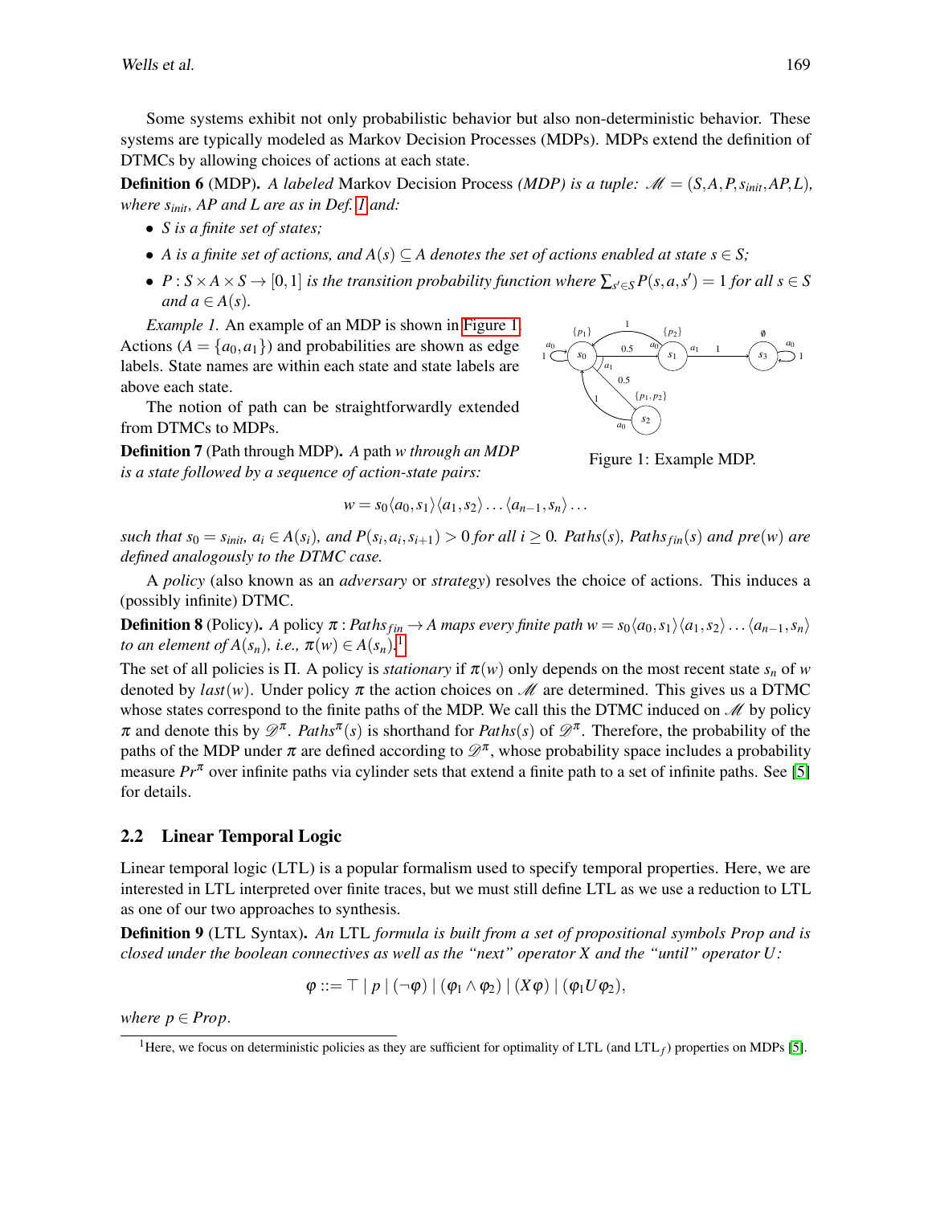Some systems exhibit not only probabilistic behavior but also non-deterministic behavior. These systems are typically modeled as Markov Decision Processes (MDPs). MDPs extend the definition of DTMCs by allowing choices of actions at each state.

**Definition 6** (MDP). *A labeled* Markov Decision Process *(MDP) is a tuple: $\mathscr{M} = (S, A, P, s_{init}, AP, L)$, where $s_{init}$, $AP$ and $L$ are as in Def. 1 and:*

- *$S$ is a finite set of states;*
- *$A$ is a finite set of actions, and $A(s) \subseteq A$ denotes the set of actions enabled at state $s \in S$;*
- *$P : S \times A \times S \rightarrow [0,1]$ is the transition probability function where $\sum_{s' \in S} P(s,a,s') = 1$ for all $s \in S$ and $a \in A(s)$.*

*Example 1.* An example of an MDP is shown in Figure 1. Actions ($A = \{a_0, a_1\}$) and probabilities are shown as edge labels. State names are within each state and state labels are above each state.

Figure 1: Example MDP.

The notion of path can be straightforwardly extended from DTMCs to MDPs.

**Definition 7** (Path through MDP). *A* path *$w$ through an MDP is a state followed by a sequence of action-state pairs:*

$$w = s_0 \langle a_0, s_1 \rangle \langle a_1, s_2 \rangle \ldots \langle a_{n-1}, s_n \rangle \ldots$$

*such that $s_0 = s_{init}$, $a_i \in A(s_i)$, and $P(s_i, a_i, s_{i+1}) > 0$ for all $i \geq 0$. $Paths(s)$, $Paths_{fin}(s)$ and $pre(w)$ are defined analogously to the DTMC case.*

A *policy* (also known as an *adversary* or *strategy*) resolves the choice of actions. This induces a (possibly infinite) DTMC.

**Definition 8** (Policy). *A* policy *$\pi : Paths_{fin} \rightarrow A$ maps every finite path $w = s_0 \langle a_0, s_1 \rangle \langle a_1, s_2 \rangle \ldots \langle a_{n-1}, s_n \rangle$ to an element of $A(s_n)$, i.e., $\pi(w) \in A(s_n)$.*[1]

The set of all policies is $\Pi$. A policy is *stationary* if $\pi(w)$ only depends on the most recent state $s_n$ of $w$ denoted by $last(w)$. Under policy $\pi$ the action choices on $\mathscr{M}$ are determined. This gives us a DTMC whose states correspond to the finite paths of the MDP. We call this the DTMC induced on $\mathscr{M}$ by policy $\pi$ and denote this by $\mathscr{D}^{\pi}$. $Paths^{\pi}(s)$ is shorthand for $Paths(s)$ of $\mathscr{D}^{\pi}$. Therefore, the probability of the paths of the MDP under $\pi$ are defined according to $\mathscr{D}^{\pi}$, whose probability space includes a probability measure $Pr^{\pi}$ over infinite paths via cylinder sets that extend a finite path to a set of infinite paths. See [5] for details.

### 2.2 Linear Temporal Logic

Linear temporal logic (LTL) is a popular formalism used to specify temporal properties. Here, we are interested in LTL interpreted over finite traces, but we must still define LTL as we use a reduction to LTL as one of our two approaches to synthesis.

**Definition 9** (LTL Syntax). *An* LTL *formula is built from a set of propositional symbols Prop and is closed under the boolean connectives as well as the "next" operator $X$ and the "until" operator $U$:*

$$\varphi ::= \top \mid p \mid (\neg \varphi) \mid (\varphi_1 \wedge \varphi_2) \mid (X \varphi) \mid (\varphi_1 U \varphi_2),$$

*where $p \in Prop$.*

[1] Here, we focus on deterministic policies as they are sufficient for optimality of LTL (and LTL$_f$) properties on MDPs [5].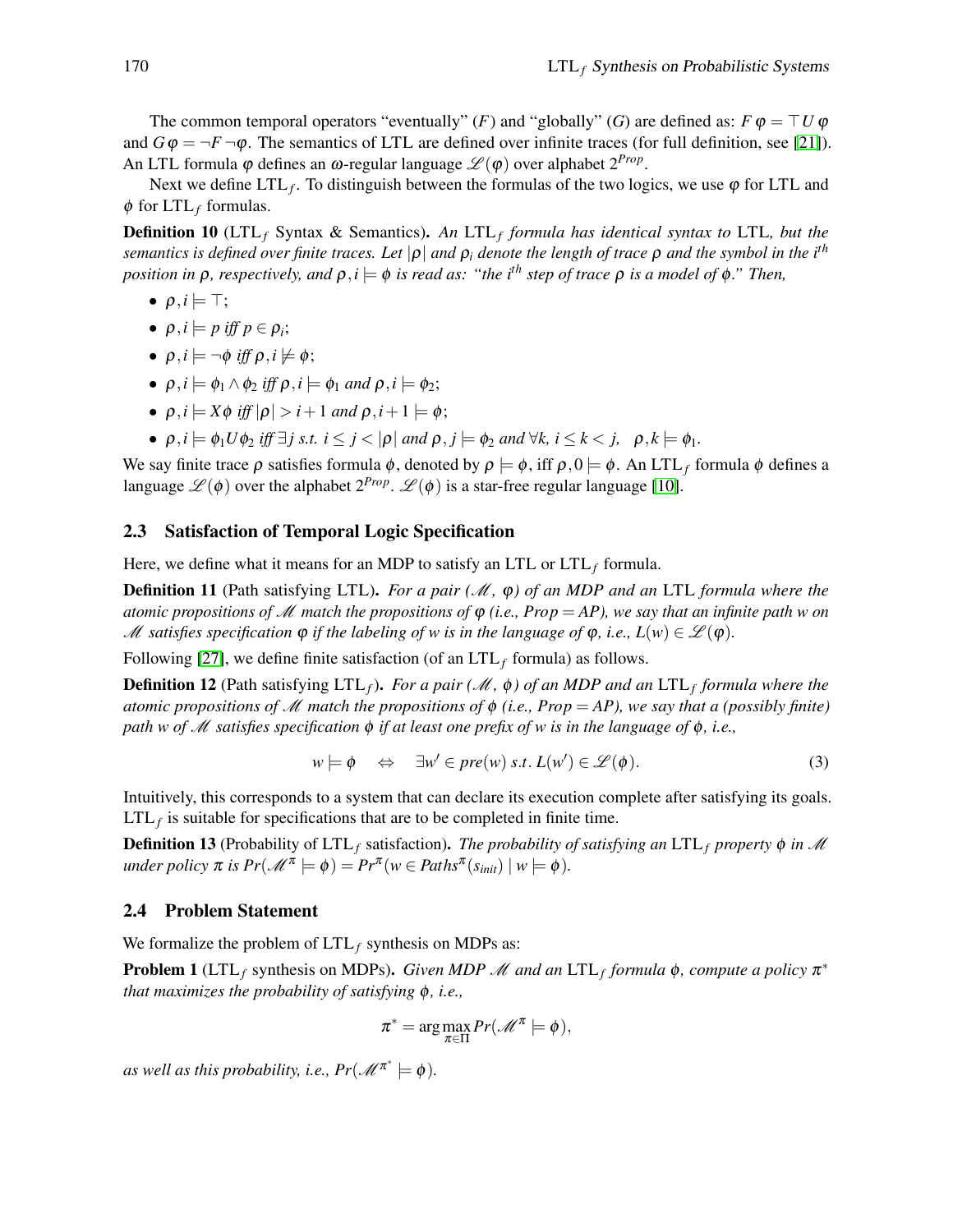The common temporal operators "eventually" ($F$) and "globally" ($G$) are defined as: $F\,\varphi = \top\,U\,\varphi$ and $G\,\varphi = \neg F\,\neg\varphi$. The semantics of LTL are defined over infinite traces (for full definition, see [21]). An LTL formula $\varphi$ defines an $\omega$-regular language $\mathscr{L}(\varphi)$ over alphabet $2^{Prop}$.

Next we define LTL$_f$. To distinguish between the formulas of the two logics, we use $\varphi$ for LTL and $\phi$ for LTL$_f$ formulas.

**Definition 10** (LTL$_f$ Syntax & Semantics). *An* LTL$_f$ *formula has identical syntax to* LTL*, but the semantics is defined over finite traces. Let $|\rho|$ and $\rho_i$ denote the length of trace $\rho$ and the symbol in the $i^{th}$ position in $\rho$, respectively, and $\rho, i \models \phi$ is read as: "the $i^{th}$ step of trace $\rho$ is a model of $\phi$." Then,*

- $\rho, i \models \top$;
- $\rho, i \models p$ *iff* $p \in \rho_i$;
- $\rho, i \models \neg\phi$ *iff* $\rho, i \not\models \phi$;
- $\rho, i \models \phi_1 \wedge \phi_2$ *iff* $\rho, i \models \phi_1$ *and* $\rho, i \models \phi_2$;
- $\rho, i \models X\phi$ *iff* $|\rho| > i+1$ *and* $\rho, i+1 \models \phi$;
- $\rho, i \models \phi_1 U \phi_2$ *iff* $\exists j$ *s.t.* $i \leq j < |\rho|$ *and* $\rho, j \models \phi_2$ *and* $\forall k,\ i \leq k < j, \quad \rho, k \models \phi_1$.

We say finite trace $\rho$ satisfies formula $\phi$, denoted by $\rho \models \phi$, iff $\rho, 0 \models \phi$. An LTL$_f$ formula $\phi$ defines a language $\mathscr{L}(\phi)$ over the alphabet $2^{Prop}$. $\mathscr{L}(\phi)$ is a star-free regular language [10].

### 2.3 Satisfaction of Temporal Logic Specification

Here, we define what it means for an MDP to satisfy an LTL or LTL$_f$ formula.

**Definition 11** (Path satisfying LTL). *For a pair ($\mathscr{M}$, $\varphi$) of an MDP and an* LTL *formula where the atomic propositions of $\mathscr{M}$ match the propositions of $\varphi$ (i.e., $Prop = AP$), we say that an infinite path $w$ on $\mathscr{M}$ satisfies specification $\varphi$ if the labeling of $w$ is in the language of $\varphi$, i.e., $L(w) \in \mathscr{L}(\varphi)$.*

Following [27], we define finite satisfaction (of an LTL$_f$ formula) as follows.

**Definition 12** (Path satisfying LTL$_f$). *For a pair ($\mathscr{M}$, $\phi$) of an MDP and an* LTL$_f$ *formula where the atomic propositions of $\mathscr{M}$ match the propositions of $\phi$ (i.e., $Prop = AP$), we say that a (possibly finite) path $w$ of $\mathscr{M}$ satisfies specification $\phi$ if at least one prefix of $w$ is in the language of $\phi$, i.e.,*

$$w \models \phi \quad \Leftrightarrow \quad \exists w' \in pre(w)\ s.t.\ L(w') \in \mathscr{L}(\phi). \tag{3}$$

Intuitively, this corresponds to a system that can declare its execution complete after satisfying its goals. LTL$_f$ is suitable for specifications that are to be completed in finite time.

**Definition 13** (Probability of LTL$_f$ satisfaction). *The probability of satisfying an* LTL$_f$ *property $\phi$ in $\mathscr{M}$ under policy $\pi$ is $Pr(\mathscr{M}^{\pi} \models \phi) = Pr^{\pi}(w \in Paths^{\pi}(s_{init}) \mid w \models \phi)$.*

### 2.4 Problem Statement

We formalize the problem of LTL$_f$ synthesis on MDPs as:

**Problem 1** (LTL$_f$ synthesis on MDPs). *Given MDP $\mathscr{M}$ and an* LTL$_f$ *formula $\phi$, compute a policy $\pi^*$ that maximizes the probability of satisfying $\phi$, i.e.,*

$$\pi^* = \arg\max_{\pi \in \Pi} Pr(\mathscr{M}^{\pi} \models \phi),$$

*as well as this probability, i.e., $Pr(\mathscr{M}^{\pi^*} \models \phi)$.*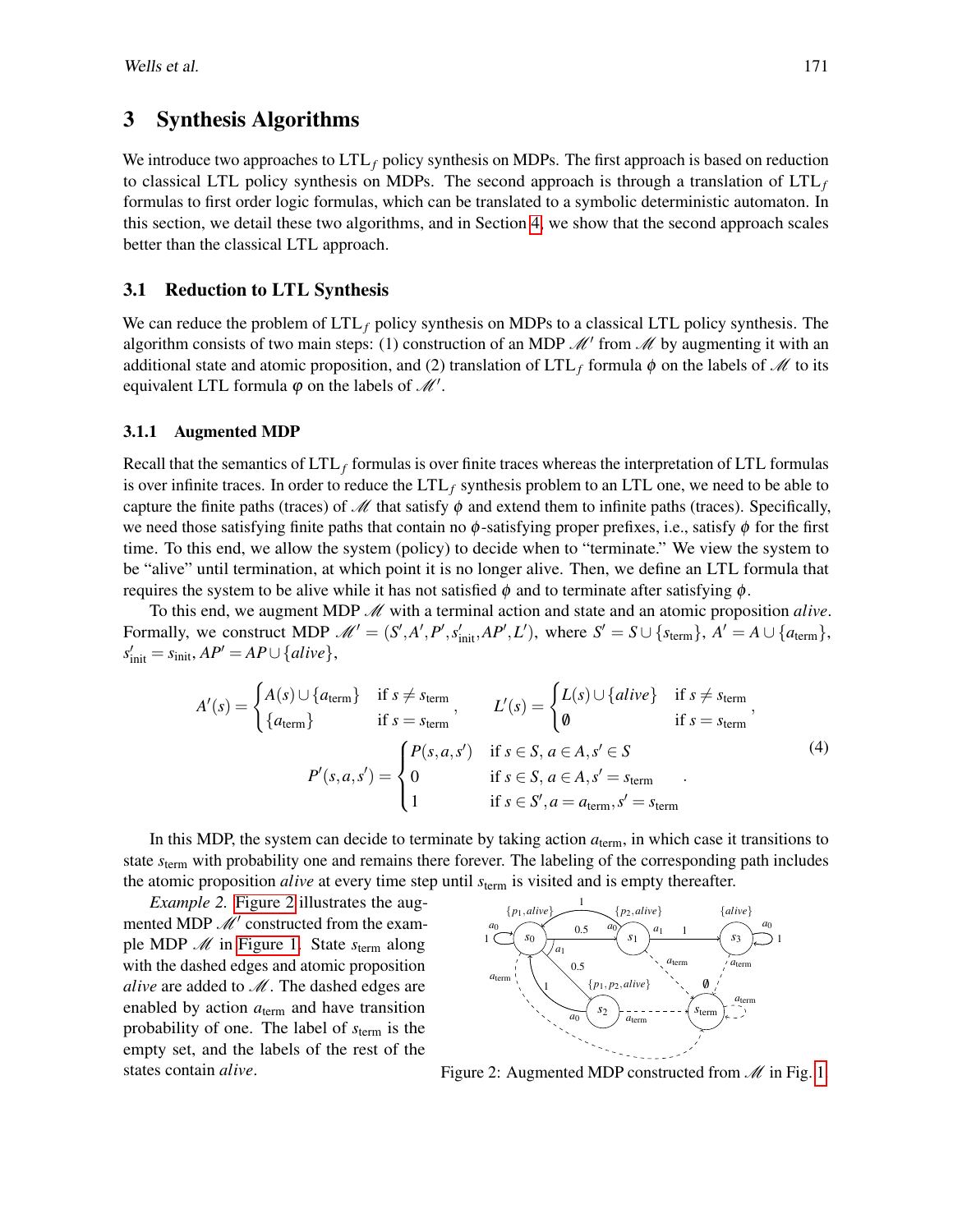## 3 Synthesis Algorithms

We introduce two approaches to LTL$_f$ policy synthesis on MDPs. The first approach is based on reduction to classical LTL policy synthesis on MDPs. The second approach is through a translation of LTL$_f$ formulas to first order logic formulas, which can be translated to a symbolic deterministic automaton. In this section, we detail these two algorithms, and in Section 4, we show that the second approach scales better than the classical LTL approach.

### 3.1 Reduction to LTL Synthesis

We can reduce the problem of LTL$_f$ policy synthesis on MDPs to a classical LTL policy synthesis. The algorithm consists of two main steps: (1) construction of an MDP $\mathcal{M}'$ from $\mathcal{M}$ by augmenting it with an additional state and atomic proposition, and (2) translation of LTL$_f$ formula $\phi$ on the labels of $\mathcal{M}$ to its equivalent LTL formula $\varphi$ on the labels of $\mathcal{M}'$.

#### 3.1.1 Augmented MDP

Recall that the semantics of LTL$_f$ formulas is over finite traces whereas the interpretation of LTL formulas is over infinite traces. In order to reduce the LTL$_f$ synthesis problem to an LTL one, we need to be able to capture the finite paths (traces) of $\mathcal{M}$ that satisfy $\phi$ and extend them to infinite paths (traces). Specifically, we need those satisfying finite paths that contain no $\phi$-satisfying proper prefixes, i.e., satisfy $\phi$ for the first time. To this end, we allow the system (policy) to decide when to "terminate." We view the system to be "alive" until termination, at which point it is no longer alive. Then, we define an LTL formula that requires the system to be alive while it has not satisfied $\phi$ and to terminate after satisfying $\phi$.

To this end, we augment MDP $\mathcal{M}$ with a terminal action and state and an atomic proposition *alive*. Formally, we construct MDP $\mathcal{M}' = (S', A', P', s'_{\text{init}}, AP', L')$, where $S' = S \cup \{s_{\text{term}}\}$, $A' = A \cup \{a_{\text{term}}\}$, $s'_{\text{init}} = s_{\text{init}}$, $AP' = AP \cup \{alive\}$,

$$A'(s) = \begin{cases} A(s) \cup \{a_{\text{term}}\} & \text{if } s \neq s_{\text{term}} \\ \{a_{\text{term}}\} & \text{if } s = s_{\text{term}} \end{cases}, \qquad L'(s) = \begin{cases} L(s) \cup \{alive\} & \text{if } s \neq s_{\text{term}} \\ \emptyset & \text{if } s = s_{\text{term}} \end{cases},$$
$$P'(s,a,s') = \begin{cases} P(s,a,s') & \text{if } s \in S,\, a \in A,\, s' \in S \\ 0 & \text{if } s \in S,\, a \in A,\, s' = s_{\text{term}} \\ 1 & \text{if } s \in S',\, a = a_{\text{term}},\, s' = s_{\text{term}} \end{cases}. \tag{4}$$

In this MDP, the system can decide to terminate by taking action $a_{\text{term}}$, in which case it transitions to state $s_{\text{term}}$ with probability one and remains there forever. The labeling of the corresponding path includes the atomic proposition *alive* at every time step until $s_{\text{term}}$ is visited and is empty thereafter.

*Example 2.* Figure 2 illustrates the augmented MDP $\mathcal{M}'$ constructed from the example MDP $\mathcal{M}$ in Figure 1. State $s_{\text{term}}$ along with the dashed edges and atomic proposition *alive* are added to $\mathcal{M}$. The dashed edges are enabled by action $a_{\text{term}}$ and have transition probability of one. The label of $s_{\text{term}}$ is the empty set, and the labels of the rest of the states contain *alive*.

Figure 2: Augmented MDP constructed from $\mathcal{M}$ in Fig. 1.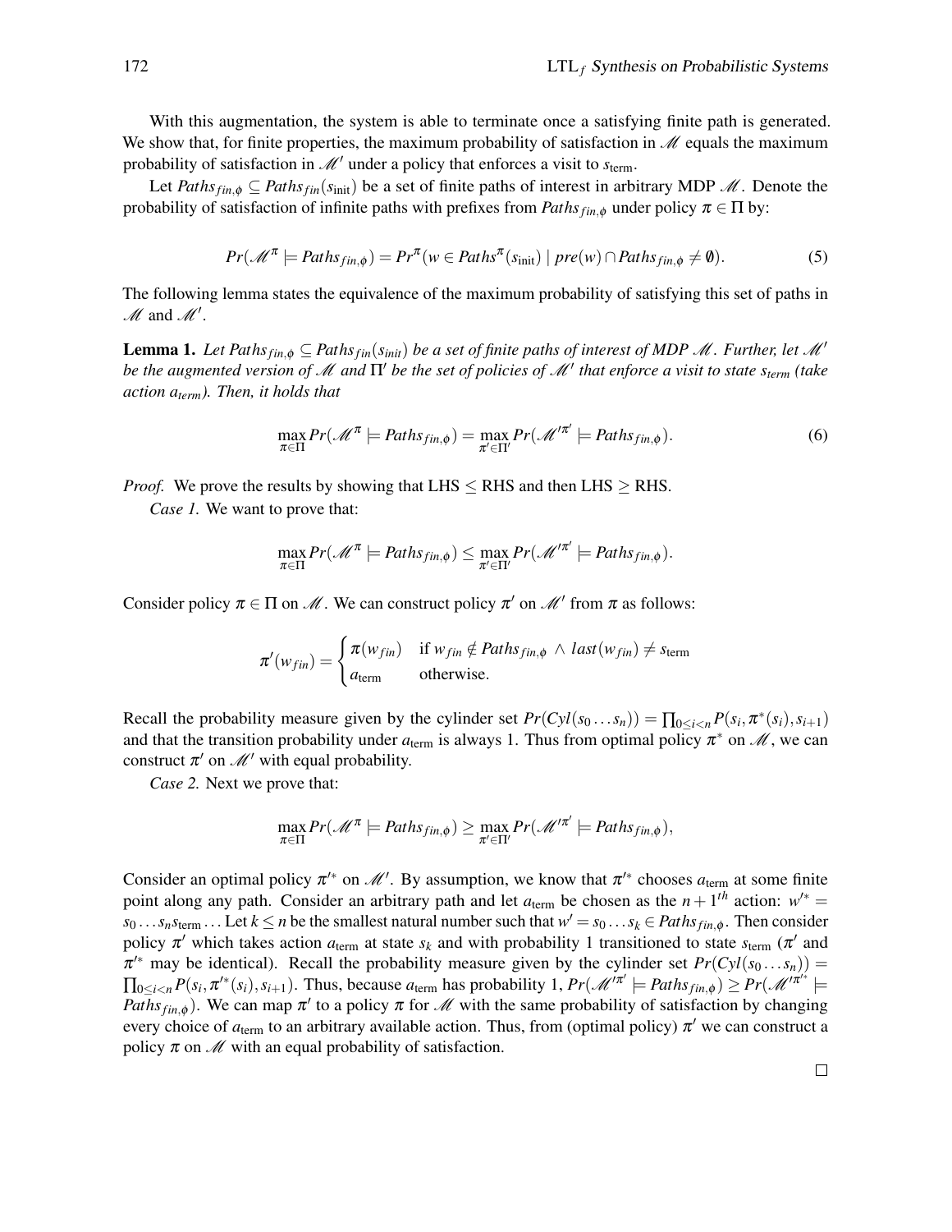With this augmentation, the system is able to terminate once a satisfying finite path is generated. We show that, for finite properties, the maximum probability of satisfaction in $\mathscr{M}$ equals the maximum probability of satisfaction in $\mathscr{M}'$ under a policy that enforces a visit to $s_{\text{term}}$.

Let $Paths_{fin,\phi} \subseteq Paths_{fin}(s_{\text{init}})$ be a set of finite paths of interest in arbitrary MDP $\mathscr{M}$. Denote the probability of satisfaction of infinite paths with prefixes from $Paths_{fin,\phi}$ under policy $\pi \in \Pi$ by:

$$Pr(\mathscr{M}^{\pi} \models Paths_{fin,\phi}) = Pr^{\pi}(w \in Paths^{\pi}(s_{\text{init}}) \mid pre(w) \cap Paths_{fin,\phi} \neq \emptyset). \tag{5}$$

The following lemma states the equivalence of the maximum probability of satisfying this set of paths in $\mathscr{M}$ and $\mathscr{M}'$.

**Lemma 1.** *Let $Paths_{fin,\phi} \subseteq Paths_{fin}(s_{init})$ be a set of finite paths of interest of MDP $\mathscr{M}$. Further, let $\mathscr{M}'$ be the augmented version of $\mathscr{M}$ and $\Pi'$ be the set of policies of $\mathscr{M}'$ that enforce a visit to state $s_{term}$ (take action $a_{term}$). Then, it holds that*

$$\max_{\pi \in \Pi} Pr(\mathscr{M}^{\pi} \models Paths_{fin,\phi}) = \max_{\pi' \in \Pi'} Pr(\mathscr{M}'^{\pi'} \models Paths_{fin,\phi}). \tag{6}$$

*Proof.* We prove the results by showing that LHS $\leq$ RHS and then LHS $\geq$ RHS.

*Case 1.* We want to prove that:

$$\max_{\pi \in \Pi} Pr(\mathscr{M}^{\pi} \models Paths_{fin,\phi}) \leq \max_{\pi' \in \Pi'} Pr(\mathscr{M}'^{\pi'} \models Paths_{fin,\phi}).$$

Consider policy $\pi \in \Pi$ on $\mathscr{M}$. We can construct policy $\pi'$ on $\mathscr{M}'$ from $\pi$ as follows:

$$\pi'(w_{fin}) = \begin{cases} \pi(w_{fin}) & \text{if } w_{fin} \notin Paths_{fin,\phi} \wedge last(w_{fin}) \neq s_{\text{term}} \\ a_{\text{term}} & \text{otherwise.} \end{cases}$$

Recall the probability measure given by the cylinder set $Pr(Cyl(s_0 \dots s_n)) = \prod_{0 \leq i < n} P(s_i, \pi^*(s_i), s_{i+1})$ and that the transition probability under $a_{\text{term}}$ is always 1. Thus from optimal policy $\pi^*$ on $\mathscr{M}$, we can construct $\pi'$ on $\mathscr{M}'$ with equal probability.

*Case 2.* Next we prove that:

$$\max_{\pi \in \Pi} Pr(\mathscr{M}^{\pi} \models Paths_{fin,\phi}) \geq \max_{\pi' \in \Pi'} Pr(\mathscr{M}'^{\pi'} \models Paths_{fin,\phi}),$$

Consider an optimal policy $\pi'^*$ on $\mathscr{M}'$. By assumption, we know that $\pi'^*$ chooses $a_{\text{term}}$ at some finite point along any path. Consider an arbitrary path and let $a_{\text{term}}$ be chosen as the $n+1^{th}$ action: $w'^* = s_0 \dots s_n s_{\text{term}} \dots$ Let $k \leq n$ be the smallest natural number such that $w' = s_0 \dots s_k \in Paths_{fin,\phi}$. Then consider policy $\pi'$ which takes action $a_{\text{term}}$ at state $s_k$ and with probability 1 transitioned to state $s_{\text{term}}$ ($\pi'$ and $\pi'^*$ may be identical). Recall the probability measure given by the cylinder set $Pr(Cyl(s_0 \dots s_n)) = \prod_{0 \leq i < n} P(s_i, \pi'^*(s_i), s_{i+1})$. Thus, because $a_{\text{term}}$ has probability 1, $Pr(\mathscr{M}'^{\pi'} \models Paths_{fin,\phi}) \geq Pr(\mathscr{M}'^{\pi'^*} \models Paths_{fin,\phi})$. We can map $\pi'$ to a policy $\pi$ for $\mathscr{M}$ with the same probability of satisfaction by changing every choice of $a_{\text{term}}$ to an arbitrary available action. Thus, from (optimal policy) $\pi'$ we can construct a policy $\pi$ on $\mathscr{M}$ with an equal probability of satisfaction.

□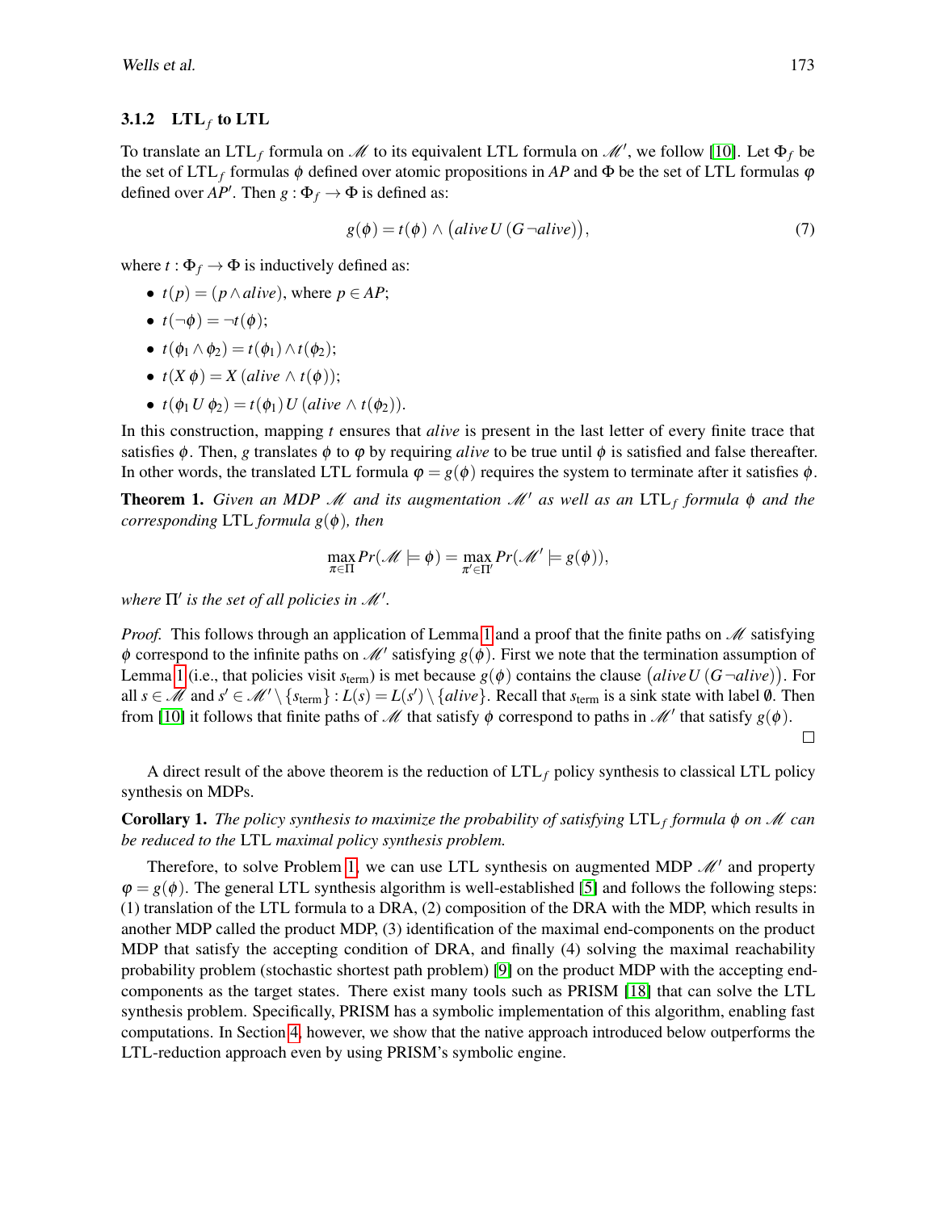### 3.1.2 LTL$_f$ to LTL

To translate an LTL$_f$ formula on $\mathscr{M}$ to its equivalent LTL formula on $\mathscr{M}'$, we follow [10]. Let $\Phi_f$ be the set of LTL$_f$ formulas $\phi$ defined over atomic propositions in $AP$ and $\Phi$ be the set of LTL formulas $\varphi$ defined over $AP'$. Then $g : \Phi_f \to \Phi$ is defined as:

$$g(\phi) = t(\phi) \wedge \big(alive\, U\, (G\, \neg alive)\big), \tag{7}$$

where $t : \Phi_f \to \Phi$ is inductively defined as:

- $t(p) = (p \wedge alive)$, where $p \in AP$;
- $t(\neg\phi) = \neg t(\phi)$;
- $t(\phi_1 \wedge \phi_2) = t(\phi_1) \wedge t(\phi_2)$;
- $t(X\,\phi) = X\,(alive \wedge t(\phi))$;
- $t(\phi_1\, U\, \phi_2) = t(\phi_1)\, U\, (alive \wedge t(\phi_2))$.

In this construction, mapping $t$ ensures that *alive* is present in the last letter of every finite trace that satisfies $\phi$. Then, $g$ translates $\phi$ to $\varphi$ by requiring *alive* to be true until $\phi$ is satisfied and false thereafter. In other words, the translated LTL formula $\varphi = g(\phi)$ requires the system to terminate after it satisfies $\phi$.

**Theorem 1.** *Given an MDP $\mathscr{M}$ and its augmentation $\mathscr{M}'$ as well as an* LTL$_f$ *formula $\phi$ and the corresponding* LTL *formula $g(\phi)$, then*

$$\max_{\pi \in \Pi} Pr(\mathscr{M} \models \phi) = \max_{\pi' \in \Pi'} Pr(\mathscr{M}' \models g(\phi)),$$

*where $\Pi'$ is the set of all policies in $\mathscr{M}'$.*

*Proof.* This follows through an application of Lemma 1 and a proof that the finite paths on $\mathscr{M}$ satisfying $\phi$ correspond to the infinite paths on $\mathscr{M}'$ satisfying $g(\phi)$. First we note that the termination assumption of Lemma 1 (i.e., that policies visit $s_{\text{term}}$) is met because $g(\phi)$ contains the clause $\big(alive\, U\, (G\, \neg alive)\big)$. For all $s \in \mathscr{M}$ and $s' \in \mathscr{M}' \setminus \{s_{\text{term}}\} : L(s) = L(s') \setminus \{alive\}$. Recall that $s_{\text{term}}$ is a sink state with label $\emptyset$. Then from [10] it follows that finite paths of $\mathscr{M}$ that satisfy $\phi$ correspond to paths in $\mathscr{M}'$ that satisfy $g(\phi)$. □

A direct result of the above theorem is the reduction of LTL$_f$ policy synthesis to classical LTL policy synthesis on MDPs.

**Corollary 1.** *The policy synthesis to maximize the probability of satisfying* LTL$_f$ *formula $\phi$ on $\mathscr{M}$ can be reduced to the* LTL *maximal policy synthesis problem.*

Therefore, to solve Problem 1, we can use LTL synthesis on augmented MDP $\mathscr{M}'$ and property $\varphi = g(\phi)$. The general LTL synthesis algorithm is well-established [5] and follows the following steps: (1) translation of the LTL formula to a DRA, (2) composition of the DRA with the MDP, which results in another MDP called the product MDP, (3) identification of the maximal end-components on the product MDP that satisfy the accepting condition of DRA, and finally (4) solving the maximal reachability probability problem (stochastic shortest path problem) [9] on the product MDP with the accepting end-components as the target states. There exist many tools such as PRISM [18] that can solve the LTL synthesis problem. Specifically, PRISM has a symbolic implementation of this algorithm, enabling fast computations. In Section 4, however, we show that the native approach introduced below outperforms the LTL-reduction approach even by using PRISM's symbolic engine.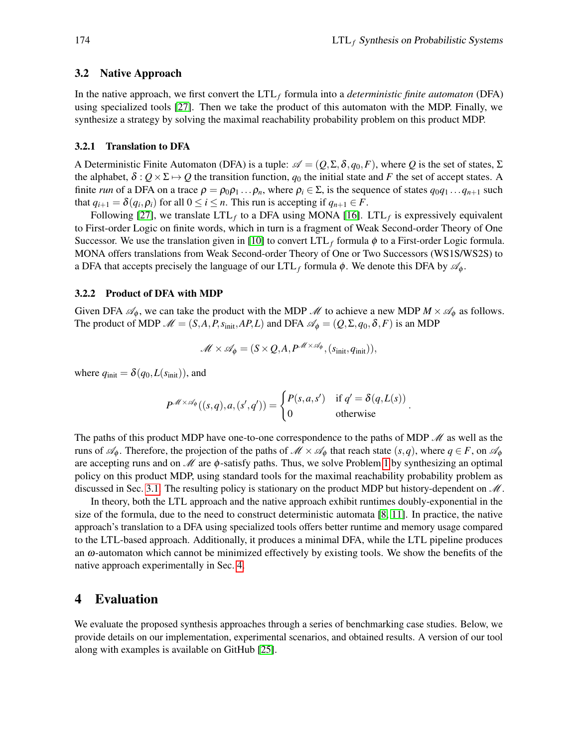### 3.2 Native Approach

In the native approach, we first convert the $\text{LTL}_f$ formula into a *deterministic finite automaton* (DFA) using specialized tools [27]. Then we take the product of this automaton with the MDP. Finally, we synthesize a strategy by solving the maximal reachability probability problem on this product MDP.

#### 3.2.1 Translation to DFA

A Deterministic Finite Automaton (DFA) is a tuple: $\mathscr{A} = (Q, \Sigma, \delta, q_0, F)$, where $Q$ is the set of states, $\Sigma$ the alphabet, $\delta : Q \times \Sigma \mapsto Q$ the transition function, $q_0$ the initial state and $F$ the set of accept states. A finite *run* of a DFA on a trace $\rho = \rho_0 \rho_1 \ldots \rho_n$, where $\rho_i \in \Sigma$, is the sequence of states $q_0 q_1 \ldots q_{n+1}$ such that $q_{i+1} = \delta(q_i, \rho_i)$ for all $0 \leq i \leq n$. This run is accepting if $q_{n+1} \in F$.

Following [27], we translate $\text{LTL}_f$ to a DFA using MONA [16]. $\text{LTL}_f$ is expressively equivalent to First-order Logic on finite words, which in turn is a fragment of Weak Second-order Theory of One Successor. We use the translation given in [10] to convert $\text{LTL}_f$ formula $\phi$ to a First-order Logic formula. MONA offers translations from Weak Second-order Theory of One or Two Successors (WS1S/WS2S) to a DFA that accepts precisely the language of our $\text{LTL}_f$ formula $\phi$. We denote this DFA by $\mathscr{A}_\phi$.

#### 3.2.2 Product of DFA with MDP

Given DFA $\mathscr{A}_\phi$, we can take the product with the MDP $\mathscr{M}$ to achieve a new MDP $M \times \mathscr{A}_\phi$ as follows. The product of MDP $\mathscr{M} = (S, A, P, s_{\text{init}}, AP, L)$ and DFA $\mathscr{A}_\phi = (Q, \Sigma, q_0, \delta, F)$ is an MDP

$$\mathscr{M} \times \mathscr{A}_\phi = (S \times Q, A, P^{\mathscr{M} \times \mathscr{A}_\phi}, (s_{\text{init}}, q_{\text{init}})),$$

where $q_{\text{init}} = \delta(q_0, L(s_{\text{init}}))$, and

$$P^{\mathscr{M} \times \mathscr{A}_\phi}((s,q), a, (s', q')) = \begin{cases} P(s, a, s') & \text{if } q' = \delta(q, L(s)) \\ 0 & \text{otherwise} \end{cases}.$$

The paths of this product MDP have one-to-one correspondence to the paths of MDP $\mathscr{M}$ as well as the runs of $\mathscr{A}_\phi$. Therefore, the projection of the paths of $\mathscr{M} \times \mathscr{A}_\phi$ that reach state $(s, q)$, where $q \in F$, on $\mathscr{A}_\phi$ are accepting runs and on $\mathscr{M}$ are $\phi$-satisfy paths. Thus, we solve Problem 1 by synthesizing an optimal policy on this product MDP, using standard tools for the maximal reachability probability problem as discussed in Sec. 3.1. The resulting policy is stationary on the product MDP but history-dependent on $\mathscr{M}$.

In theory, both the LTL approach and the native approach exhibit runtimes doubly-exponential in the size of the formula, due to the need to construct deterministic automata [8, 11]. In practice, the native approach's translation to a DFA using specialized tools offers better runtime and memory usage compared to the LTL-based approach. Additionally, it produces a minimal DFA, while the LTL pipeline produces an $\omega$-automaton which cannot be minimized effectively by existing tools. We show the benefits of the native approach experimentally in Sec. 4.

## 4 Evaluation

We evaluate the proposed synthesis approaches through a series of benchmarking case studies. Below, we provide details on our implementation, experimental scenarios, and obtained results. A version of our tool along with examples is available on GitHub [25].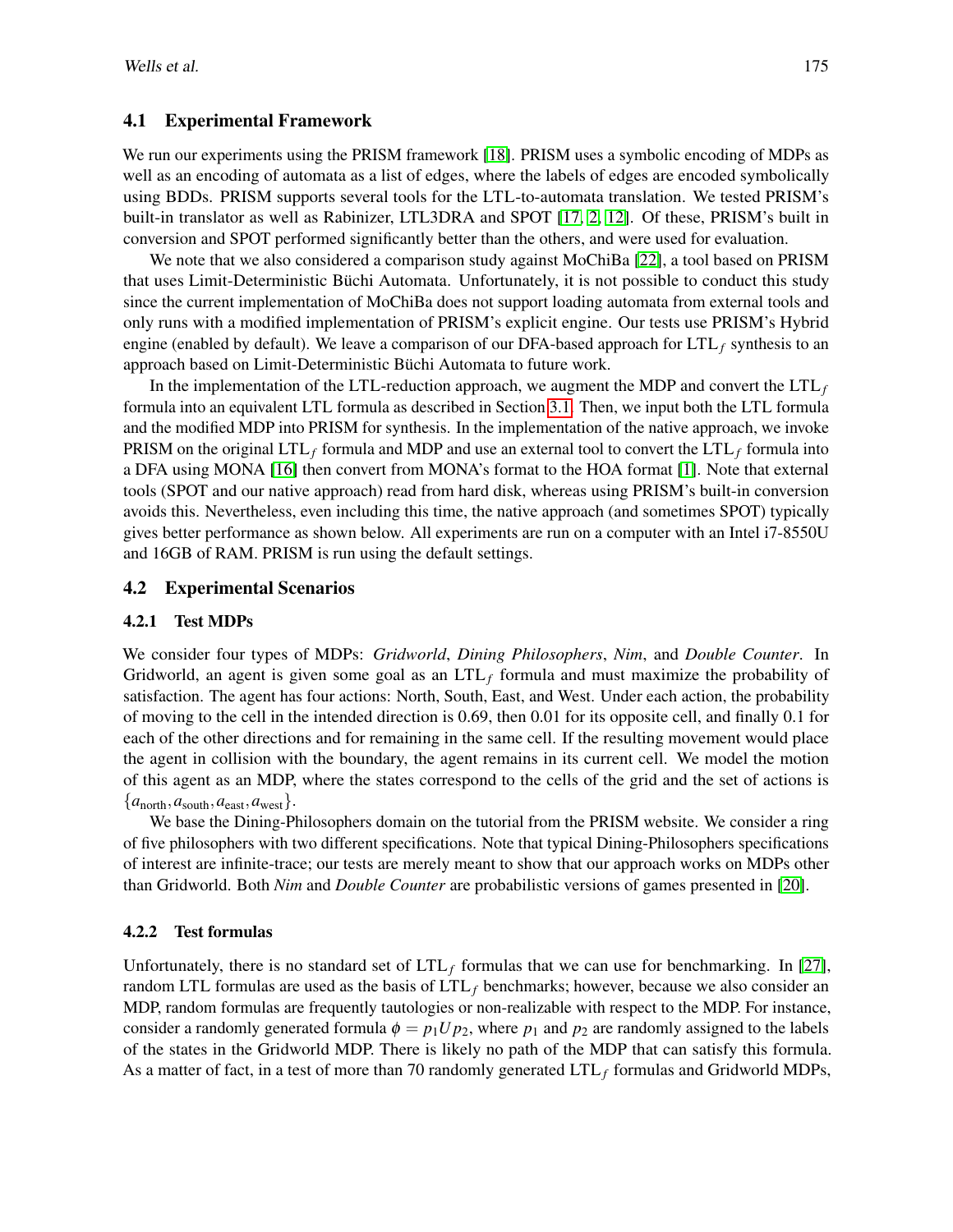### 4.1 Experimental Framework

We run our experiments using the PRISM framework [18]. PRISM uses a symbolic encoding of MDPs as well as an encoding of automata as a list of edges, where the labels of edges are encoded symbolically using BDDs. PRISM supports several tools for the LTL-to-automata translation. We tested PRISM's built-in translator as well as Rabinizer, LTL3DRA and SPOT [17, 2, 12]. Of these, PRISM's built in conversion and SPOT performed significantly better than the others, and were used for evaluation.

We note that we also considered a comparison study against MoChiBa [22], a tool based on PRISM that uses Limit-Deterministic Büchi Automata. Unfortunately, it is not possible to conduct this study since the current implementation of MoChiBa does not support loading automata from external tools and only runs with a modified implementation of PRISM's explicit engine. Our tests use PRISM's Hybrid engine (enabled by default). We leave a comparison of our DFA-based approach for $\text{LTL}_f$ synthesis to an approach based on Limit-Deterministic Büchi Automata to future work.

In the implementation of the LTL-reduction approach, we augment the MDP and convert the $\text{LTL}_f$ formula into an equivalent LTL formula as described in Section 3.1. Then, we input both the LTL formula and the modified MDP into PRISM for synthesis. In the implementation of the native approach, we invoke PRISM on the original $\text{LTL}_f$ formula and MDP and use an external tool to convert the $\text{LTL}_f$ formula into a DFA using MONA [16] then convert from MONA's format to the HOA format [1]. Note that external tools (SPOT and our native approach) read from hard disk, whereas using PRISM's built-in conversion avoids this. Nevertheless, even including this time, the native approach (and sometimes SPOT) typically gives better performance as shown below. All experiments are run on a computer with an Intel i7-8550U and 16GB of RAM. PRISM is run using the default settings.

### 4.2 Experimental Scenarios

#### 4.2.1 Test MDPs

We consider four types of MDPs: *Gridworld*, *Dining Philosophers*, *Nim*, and *Double Counter*. In Gridworld, an agent is given some goal as an $\text{LTL}_f$ formula and must maximize the probability of satisfaction. The agent has four actions: North, South, East, and West. Under each action, the probability of moving to the cell in the intended direction is 0.69, then 0.01 for its opposite cell, and finally 0.1 for each of the other directions and for remaining in the same cell. If the resulting movement would place the agent in collision with the boundary, the agent remains in its current cell. We model the motion of this agent as an MDP, where the states correspond to the cells of the grid and the set of actions is $\{a_{\text{north}}, a_{\text{south}}, a_{\text{east}}, a_{\text{west}}\}$.

We base the Dining-Philosophers domain on the tutorial from the PRISM website. We consider a ring of five philosophers with two different specifications. Note that typical Dining-Philosophers specifications of interest are infinite-trace; our tests are merely meant to show that our approach works on MDPs other than Gridworld. Both *Nim* and *Double Counter* are probabilistic versions of games presented in [20].

#### 4.2.2 Test formulas

Unfortunately, there is no standard set of $\text{LTL}_f$ formulas that we can use for benchmarking. In [27], random LTL formulas are used as the basis of $\text{LTL}_f$ benchmarks; however, because we also consider an MDP, random formulas are frequently tautologies or non-realizable with respect to the MDP. For instance, consider a randomly generated formula $\phi = p_1 U p_2$, where $p_1$ and $p_2$ are randomly assigned to the labels of the states in the Gridworld MDP. There is likely no path of the MDP that can satisfy this formula. As a matter of fact, in a test of more than 70 randomly generated $\text{LTL}_f$ formulas and Gridworld MDPs,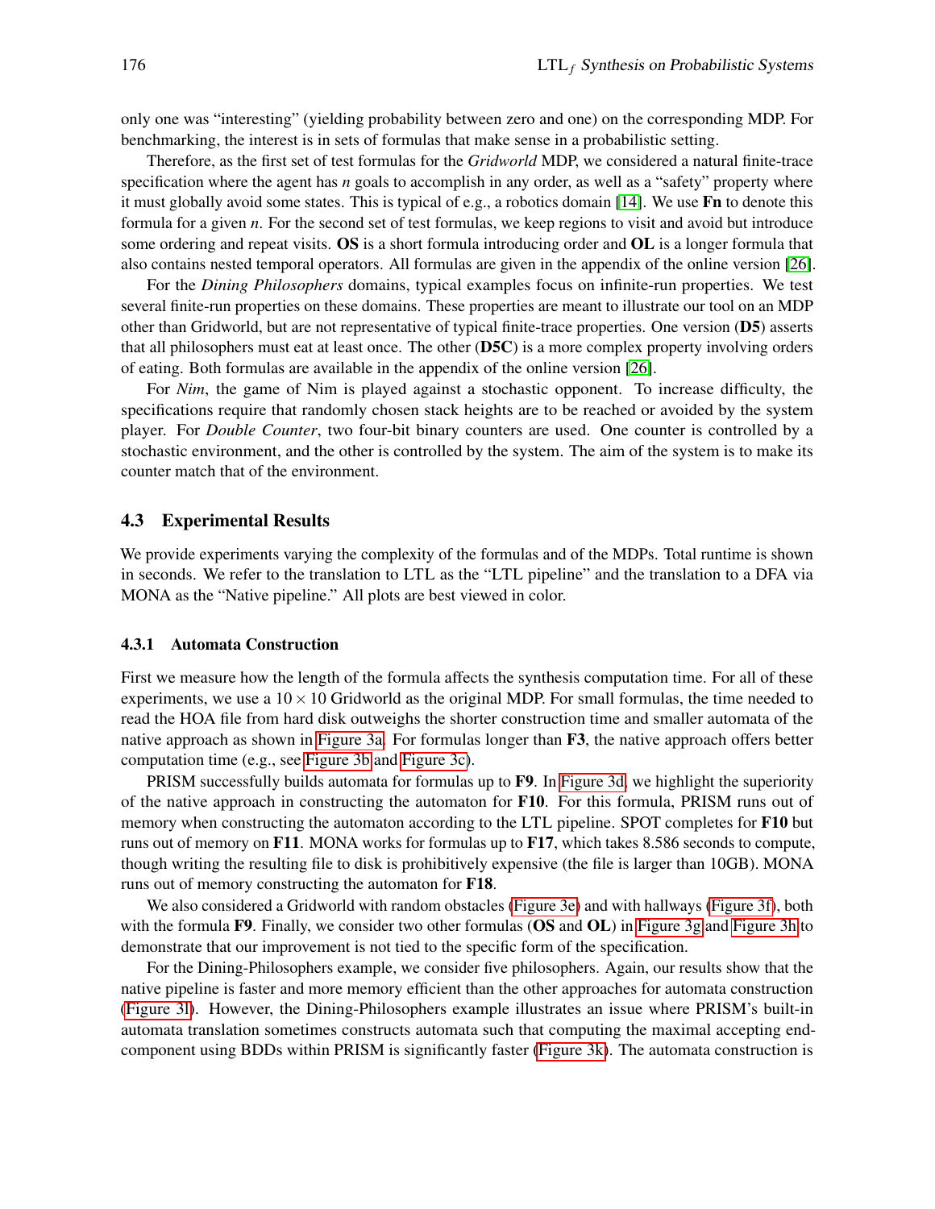only one was "interesting" (yielding probability between zero and one) on the corresponding MDP. For benchmarking, the interest is in sets of formulas that make sense in a probabilistic setting.

Therefore, as the first set of test formulas for the *Gridworld* MDP, we considered a natural finite-trace specification where the agent has $n$ goals to accomplish in any order, as well as a "safety" property where it must globally avoid some states. This is typical of e.g., a robotics domain [14]. We use **Fn** to denote this formula for a given $n$. For the second set of test formulas, we keep regions to visit and avoid but introduce some ordering and repeat visits. **OS** is a short formula introducing order and **OL** is a longer formula that also contains nested temporal operators. All formulas are given in the appendix of the online version [26].

For the *Dining Philosophers* domains, typical examples focus on infinite-run properties. We test several finite-run properties on these domains. These properties are meant to illustrate our tool on an MDP other than Gridworld, but are not representative of typical finite-trace properties. One version (**D5**) asserts that all philosophers must eat at least once. The other (**D5C**) is a more complex property involving orders of eating. Both formulas are available in the appendix of the online version [26].

For *Nim*, the game of Nim is played against a stochastic opponent. To increase difficulty, the specifications require that randomly chosen stack heights are to be reached or avoided by the system player. For *Double Counter*, two four-bit binary counters are used. One counter is controlled by a stochastic environment, and the other is controlled by the system. The aim of the system is to make its counter match that of the environment.

### 4.3 Experimental Results

We provide experiments varying the complexity of the formulas and of the MDPs. Total runtime is shown in seconds. We refer to the translation to LTL as the "LTL pipeline" and the translation to a DFA via MONA as the "Native pipeline." All plots are best viewed in color.

#### 4.3.1 Automata Construction

First we measure how the length of the formula affects the synthesis computation time. For all of these experiments, we use a $10 \times 10$ Gridworld as the original MDP. For small formulas, the time needed to read the HOA file from hard disk outweighs the shorter construction time and smaller automata of the native approach as shown in Figure 3a. For formulas longer than **F3**, the native approach offers better computation time (e.g., see Figure 3b and Figure 3c).

PRISM successfully builds automata for formulas up to **F9**. In Figure 3d, we highlight the superiority of the native approach in constructing the automaton for **F10**. For this formula, PRISM runs out of memory when constructing the automaton according to the LTL pipeline. SPOT completes for **F10** but runs out of memory on **F11**. MONA works for formulas up to **F17**, which takes 8.586 seconds to compute, though writing the resulting file to disk is prohibitively expensive (the file is larger than 10GB). MONA runs out of memory constructing the automaton for **F18**.

We also considered a Gridworld with random obstacles (Figure 3e) and with hallways (Figure 3f), both with the formula **F9**. Finally, we consider two other formulas (**OS** and **OL**) in Figure 3g and Figure 3h to demonstrate that our improvement is not tied to the specific form of the specification.

For the Dining-Philosophers example, we consider five philosophers. Again, our results show that the native pipeline is faster and more memory efficient than the other approaches for automata construction (Figure 3l). However, the Dining-Philosophers example illustrates an issue where PRISM's built-in automata translation sometimes constructs automata such that computing the maximal accepting end-component using BDDs within PRISM is significantly faster (Figure 3k). The automata construction is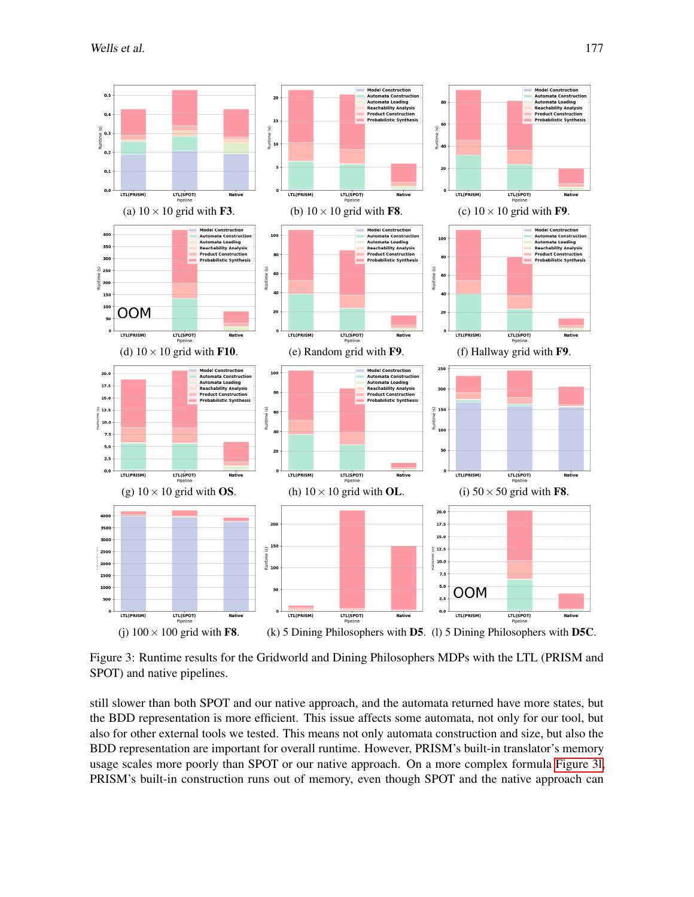(a) $10 \times 10$ grid with **F3**. (b) $10 \times 10$ grid with **F8**. (c) $10 \times 10$ grid with **F9**.

(d) $10 \times 10$ grid with **F10**. (e) Random grid with **F9**. (f) Hallway grid with **F9**.

(g) $10 \times 10$ grid with **OS**. (h) $10 \times 10$ grid with **OL**. (i) $50 \times 50$ grid with **F8**.

(j) $100 \times 100$ grid with **F8**. (k) 5 Dining Philosophers with **D5**. (l) 5 Dining Philosophers with **D5C**.

Figure 3: Runtime results for the Gridworld and Dining Philosophers MDPs with the LTL (PRISM and SPOT) and native pipelines.

still slower than both SPOT and our native approach, and the automata returned have more states, but the BDD representation is more efficient. This issue affects some automata, not only for our tool, but also for other external tools we tested. This means not only automata construction and size, but also the BDD representation are important for overall runtime. However, PRISM's built-in translator's memory usage scales more poorly than SPOT or our native approach. On a more complex formula Figure 3l, PRISM's built-in construction runs out of memory, even though SPOT and the native approach can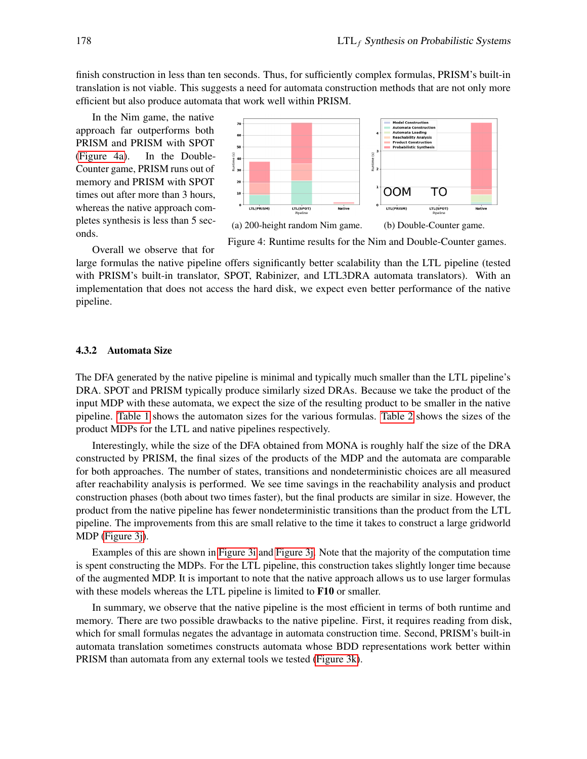finish construction in less than ten seconds. Thus, for sufficiently complex formulas, PRISM's built-in translation is not viable. This suggests a need for automata construction methods that are not only more efficient but also produce automata that work well within PRISM.

In the Nim game, the native approach far outperforms both PRISM and PRISM with SPOT (Figure 4a). In the Double-Counter game, PRISM runs out of memory and PRISM with SPOT times out after more than 3 hours, whereas the native approach completes synthesis is less than 5 seconds.

(a) 200-height random Nim game. (b) Double-Counter game.

Figure 4: Runtime results for the Nim and Double-Counter games.

Overall we observe that for large formulas the native pipeline offers significantly better scalability than the LTL pipeline (tested with PRISM's built-in translator, SPOT, Rabinizer, and LTL3DRA automata translators). With an implementation that does not access the hard disk, we expect even better performance of the native pipeline.

### 4.3.2 Automata Size

The DFA generated by the native pipeline is minimal and typically much smaller than the LTL pipeline's DRA. SPOT and PRISM typically produce similarly sized DRAs. Because we take the product of the input MDP with these automata, we expect the size of the resulting product to be smaller in the native pipeline. Table 1 shows the automaton sizes for the various formulas. Table 2 shows the sizes of the product MDPs for the LTL and native pipelines respectively.

Interestingly, while the size of the DFA obtained from MONA is roughly half the size of the DRA constructed by PRISM, the final sizes of the products of the MDP and the automata are comparable for both approaches. The number of states, transitions and nondeterministic choices are all measured after reachability analysis is performed. We see time savings in the reachability analysis and product construction phases (both about two times faster), but the final products are similar in size. However, the product from the native pipeline has fewer nondeterministic transitions than the product from the LTL pipeline. The improvements from this are small relative to the time it takes to construct a large gridworld MDP (Figure 3j).

Examples of this are shown in Figure 3i and Figure 3j. Note that the majority of the computation time is spent constructing the MDPs. For the LTL pipeline, this construction takes slightly longer time because of the augmented MDP. It is important to note that the native approach allows us to use larger formulas with these models whereas the LTL pipeline is limited to **F10** or smaller.

In summary, we observe that the native pipeline is the most efficient in terms of both runtime and memory. There are two possible drawbacks to the native pipeline. First, it requires reading from disk, which for small formulas negates the advantage in automata construction time. Second, PRISM's built-in automata translation sometimes constructs automata whose BDD representations work better within PRISM than automata from any external tools we tested (Figure 3k).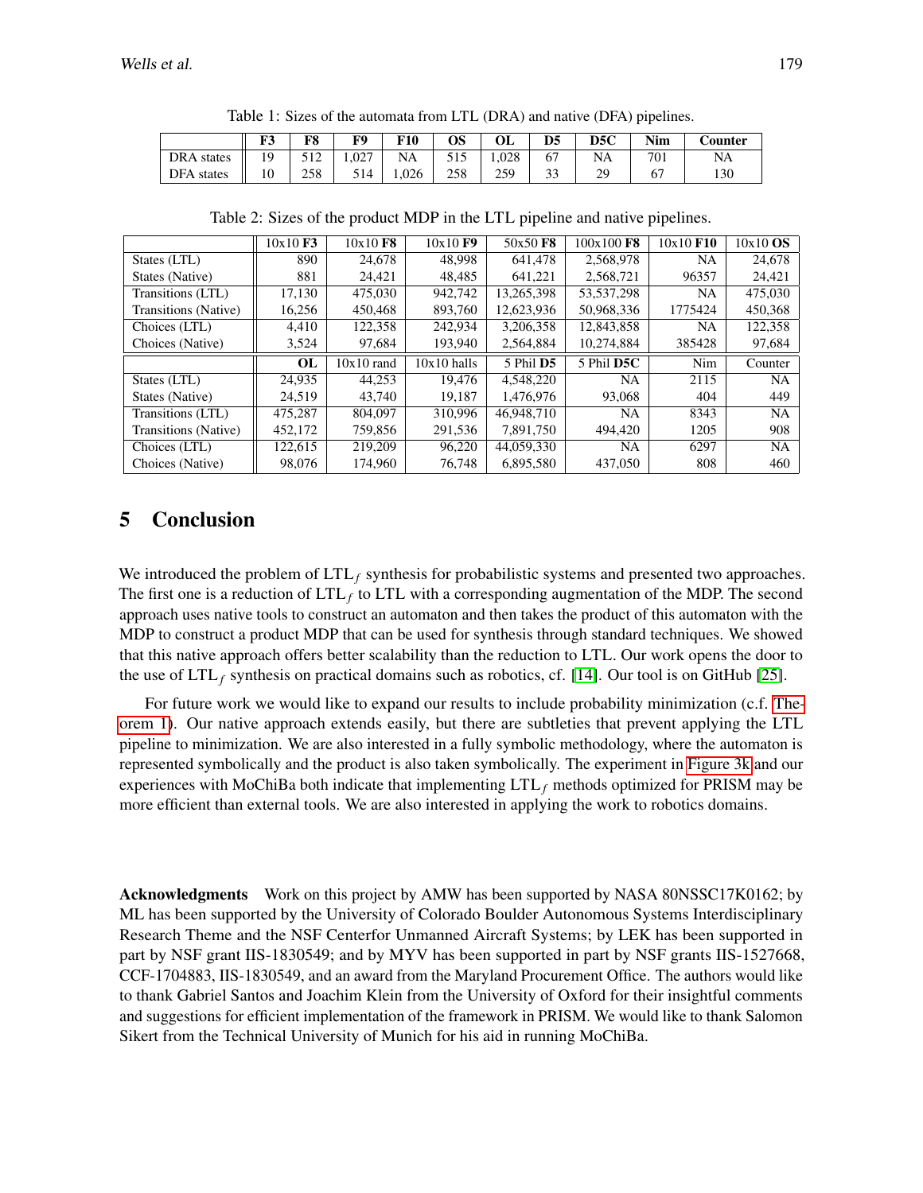Table 1: Sizes of the automata from LTL (DRA) and native (DFA) pipelines.

| | **F3** | **F8** | **F9** | **F10** | **OS** | **OL** | **D5** | **D5C** | **Nim** | **Counter** |
|---|---|---|---|---|---|---|---|---|---|---|
| DRA states | 19 | 512 | 1,027 | NA | 515 | 1,028 | 67 | NA | 701 | NA |
| DFA states | 10 | 258 | 514 | 1,026 | 258 | 259 | 33 | 29 | 67 | 130 |

Table 2: Sizes of the product MDP in the LTL pipeline and native pipelines.

| | 10x10 **F3** | 10x10 **F8** | 10x10 **F9** | 50x50 **F8** | 100x100 **F8** | 10x10 **F10** | 10x10 **OS** |
|---|---|---|---|---|---|---|---|
| States (LTL) | 890 | 24,678 | 48,998 | 641,478 | 2,568,978 | NA | 24,678 |
| States (Native) | 881 | 24,421 | 48,485 | 641,221 | 2,568,721 | 96357 | 24,421 |
| Transitions (LTL) | 17,130 | 475,030 | 942,742 | 13,265,398 | 53,537,298 | NA | 475,030 |
| Transitions (Native) | 16,256 | 450,468 | 893,760 | 12,623,936 | 50,968,336 | 1775424 | 450,368 |
| Choices (LTL) | 4,410 | 122,358 | 242,934 | 3,206,358 | 12,843,858 | NA | 122,358 |
| Choices (Native) | 3,524 | 97,684 | 193,940 | 2,564,884 | 10,274,884 | 385428 | 97,684 |
| | **OL** | 10x10 rand | 10x10 halls | 5 Phil **D5** | 5 Phil **D5C** | Nim | Counter |
| States (LTL) | 24,935 | 44,253 | 19,476 | 4,548,220 | NA | 2115 | NA |
| States (Native) | 24,519 | 43,740 | 19,187 | 1,476,976 | 93,068 | 404 | 449 |
| Transitions (LTL) | 475,287 | 804,097 | 310,996 | 46,948,710 | NA | 8343 | NA |
| Transitions (Native) | 452,172 | 759,856 | 291,536 | 7,891,750 | 494,420 | 1205 | 908 |
| Choices (LTL) | 122,615 | 219,209 | 96,220 | 44,059,330 | NA | 6297 | NA |
| Choices (Native) | 98,076 | 174,960 | 76,748 | 6,895,580 | 437,050 | 808 | 460 |

## 5 Conclusion

We introduced the problem of $\text{LTL}_f$ synthesis for probabilistic systems and presented two approaches. The first one is a reduction of $\text{LTL}_f$ to LTL with a corresponding augmentation of the MDP. The second approach uses native tools to construct an automaton and then takes the product of this automaton with the MDP to construct a product MDP that can be used for synthesis through standard techniques. We showed that this native approach offers better scalability than the reduction to LTL. Our work opens the door to the use of $\text{LTL}_f$ synthesis on practical domains such as robotics, cf. [14]. Our tool is on GitHub [25].

For future work we would like to expand our results to include probability minimization (c.f. Theorem 1). Our native approach extends easily, but there are subtleties that prevent applying the LTL pipeline to minimization. We are also interested in a fully symbolic methodology, where the automaton is represented symbolically and the product is also taken symbolically. The experiment in Figure 3k and our experiences with MoChiBa both indicate that implementing $\text{LTL}_f$ methods optimized for PRISM may be more efficient than external tools. We are also interested in applying the work to robotics domains.

**Acknowledgments** Work on this project by AMW has been supported by NASA 80NSSC17K0162; by ML has been supported by the University of Colorado Boulder Autonomous Systems Interdisciplinary Research Theme and the NSF Centerfor Unmanned Aircraft Systems; by LEK has been supported in part by NSF grant IIS-1830549; and by MYV has been supported in part by NSF grants IIS-1527668, CCF-1704883, IIS-1830549, and an award from the Maryland Procurement Office. The authors would like to thank Gabriel Santos and Joachim Klein from the University of Oxford for their insightful comments and suggestions for efficient implementation of the framework in PRISM. We would like to thank Salomon Sikert from the Technical University of Munich for his aid in running MoChiBa.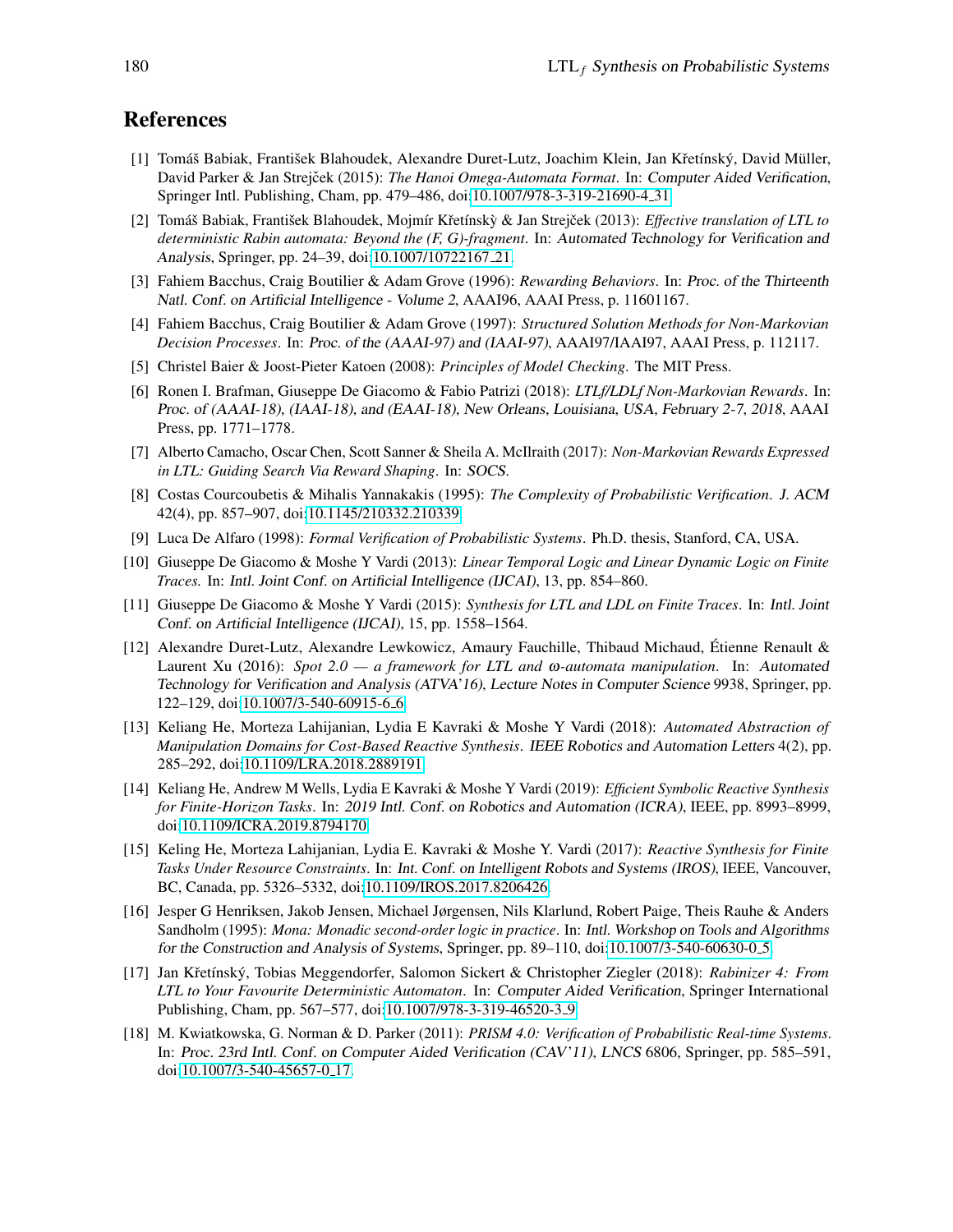## References

[1] Tomáš Babiak, František Blahoudek, Alexandre Duret-Lutz, Joachim Klein, Jan Křetínský, David Müller, David Parker & Jan Strejček (2015): *The Hanoi Omega-Automata Format*. In: Computer Aided Verification, Springer Intl. Publishing, Cham, pp. 479–486, doi:10.1007/978-3-319-21690-4_31.

[2] Tomáš Babiak, František Blahoudek, Mojmír Křetínskỳ & Jan Strejček (2013): *Effective translation of LTL to deterministic Rabin automata: Beyond the (F, G)-fragment*. In: Automated Technology for Verification and Analysis, Springer, pp. 24–39, doi:10.1007/10722167_21.

[3] Fahiem Bacchus, Craig Boutilier & Adam Grove (1996): *Rewarding Behaviors*. In: Proc. of the Thirteenth Natl. Conf. on Artificial Intelligence - Volume 2, AAAI96, AAAI Press, p. 11601167.

[4] Fahiem Bacchus, Craig Boutilier & Adam Grove (1997): *Structured Solution Methods for Non-Markovian Decision Processes*. In: Proc. of the (AAAI-97) and (IAAI-97), AAAI97/IAAI97, AAAI Press, p. 112117.

[5] Christel Baier & Joost-Pieter Katoen (2008): *Principles of Model Checking*. The MIT Press.

[6] Ronen I. Brafman, Giuseppe De Giacomo & Fabio Patrizi (2018): *LTLf/LDLf Non-Markovian Rewards*. In: Proc. of (AAAI-18), (IAAI-18), and (EAAI-18), New Orleans, Louisiana, USA, February 2-7, 2018, AAAI Press, pp. 1771–1778.

[7] Alberto Camacho, Oscar Chen, Scott Sanner & Sheila A. McIlraith (2017): *Non-Markovian Rewards Expressed in LTL: Guiding Search Via Reward Shaping*. In: SOCS.

[8] Costas Courcoubetis & Mihalis Yannakakis (1995): *The Complexity of Probabilistic Verification*. J. ACM 42(4), pp. 857–907, doi:10.1145/210332.210339.

[9] Luca De Alfaro (1998): *Formal Verification of Probabilistic Systems*. Ph.D. thesis, Stanford, CA, USA.

[10] Giuseppe De Giacomo & Moshe Y Vardi (2013): *Linear Temporal Logic and Linear Dynamic Logic on Finite Traces*. In: Intl. Joint Conf. on Artificial Intelligence (IJCAI), 13, pp. 854–860.

[11] Giuseppe De Giacomo & Moshe Y Vardi (2015): *Synthesis for LTL and LDL on Finite Traces*. In: Intl. Joint Conf. on Artificial Intelligence (IJCAI), 15, pp. 1558–1564.

[12] Alexandre Duret-Lutz, Alexandre Lewkowicz, Amaury Fauchille, Thibaud Michaud, Étienne Renault & Laurent Xu (2016): *Spot 2.0 — a framework for LTL and ω-automata manipulation*. In: Automated Technology for Verification and Analysis (ATVA'16), Lecture Notes in Computer Science 9938, Springer, pp. 122–129, doi:10.1007/3-540-60915-6_6.

[13] Keliang He, Morteza Lahijanian, Lydia E Kavraki & Moshe Y Vardi (2018): *Automated Abstraction of Manipulation Domains for Cost-Based Reactive Synthesis*. IEEE Robotics and Automation Letters 4(2), pp. 285–292, doi:10.1109/LRA.2018.2889191.

[14] Keliang He, Andrew M Wells, Lydia E Kavraki & Moshe Y Vardi (2019): *Efficient Symbolic Reactive Synthesis for Finite-Horizon Tasks*. In: 2019 Intl. Conf. on Robotics and Automation (ICRA), IEEE, pp. 8993–8999, doi:10.1109/ICRA.2019.8794170.

[15] Keling He, Morteza Lahijanian, Lydia E. Kavraki & Moshe Y. Vardi (2017): *Reactive Synthesis for Finite Tasks Under Resource Constraints*. In: Int. Conf. on Intelligent Robots and Systems (IROS), IEEE, Vancouver, BC, Canada, pp. 5326–5332, doi:10.1109/IROS.2017.8206426.

[16] Jesper G Henriksen, Jakob Jensen, Michael Jørgensen, Nils Klarlund, Robert Paige, Theis Rauhe & Anders Sandholm (1995): *Mona: Monadic second-order logic in practice*. In: Intl. Workshop on Tools and Algorithms for the Construction and Analysis of Systems, Springer, pp. 89–110, doi:10.1007/3-540-60630-0_5.

[17] Jan Křetínský, Tobias Meggendorfer, Salomon Sickert & Christopher Ziegler (2018): *Rabinizer 4: From LTL to Your Favourite Deterministic Automaton*. In: Computer Aided Verification, Springer International Publishing, Cham, pp. 567–577, doi:10.1007/978-3-319-46520-3_9.

[18] M. Kwiatkowska, G. Norman & D. Parker (2011): *PRISM 4.0: Verification of Probabilistic Real-time Systems*. In: Proc. 23rd Intl. Conf. on Computer Aided Verification (CAV'11), LNCS 6806, Springer, pp. 585–591, doi:10.1007/3-540-45657-0_17.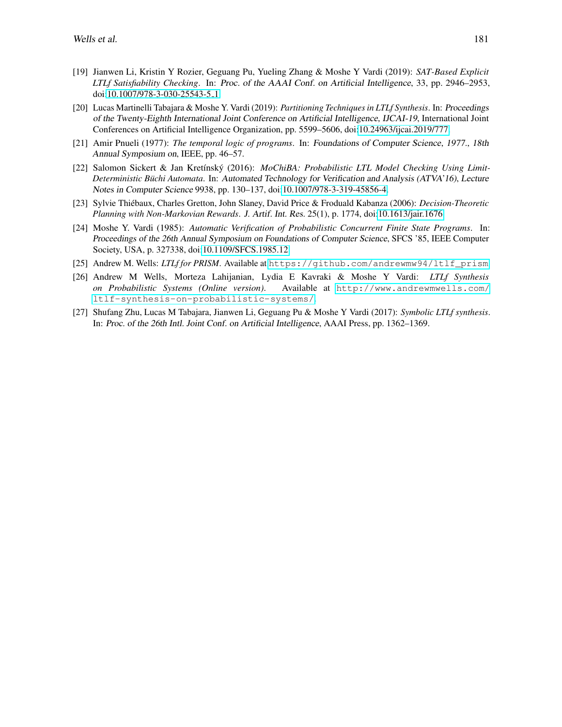[19] Jianwen Li, Kristin Y Rozier, Geguang Pu, Yueling Zhang & Moshe Y Vardi (2019): *SAT-Based Explicit LTLf Satisfiability Checking*. In: *Proc. of the AAAI Conf. on Artificial Intelligence*, 33, pp. 2946–2953, doi:10.1007/978-3-030-25543-5_1.

[20] Lucas Martinelli Tabajara & Moshe Y. Vardi (2019): *Partitioning Techniques in LTLf Synthesis*. In: *Proceedings of the Twenty-Eighth International Joint Conference on Artificial Intelligence, IJCAI-19*, International Joint Conferences on Artificial Intelligence Organization, pp. 5599–5606, doi:10.24963/ijcai.2019/777.

[21] Amir Pnueli (1977): *The temporal logic of programs*. In: *Foundations of Computer Science, 1977., 18th Annual Symposium on*, IEEE, pp. 46–57.

[22] Salomon Sickert & Jan Kretínský (2016): *MoChiBA: Probabilistic LTL Model Checking Using Limit-Deterministic Büchi Automata*. In: *Automated Technology for Verification and Analysis (ATVA'16)*, *Lecture Notes in Computer Science* 9938, pp. 130–137, doi:10.1007/978-3-319-45856-4.

[23] Sylvie Thiébaux, Charles Gretton, John Slaney, David Price & Froduald Kabanza (2006): *Decision-Theoretic Planning with Non-Markovian Rewards*. *J. Artif. Int. Res.* 25(1), p. 1774, doi:10.1613/jair.1676.

[24] Moshe Y. Vardi (1985): *Automatic Verification of Probabilistic Concurrent Finite State Programs*. In: *Proceedings of the 26th Annual Symposium on Foundations of Computer Science*, SFCS '85, IEEE Computer Society, USA, p. 327338, doi:10.1109/SFCS.1985.12.

[25] Andrew M. Wells: *LTLf for PRISM*. Available at `https://github.com/andrewmw94/ltlf_prism`.

[26] Andrew M Wells, Morteza Lahijanian, Lydia E Kavraki & Moshe Y Vardi: *LTLf Synthesis on Probabilistic Systems (Online version)*. Available at `http://www.andrewmwells.com/ltlf-synthesis-on-probabilistic-systems/`.

[27] Shufang Zhu, Lucas M Tabajara, Jianwen Li, Geguang Pu & Moshe Y Vardi (2017): *Symbolic LTLf synthesis*. In: *Proc. of the 26th Intl. Joint Conf. on Artificial Intelligence*, AAAI Press, pp. 1362–1369.